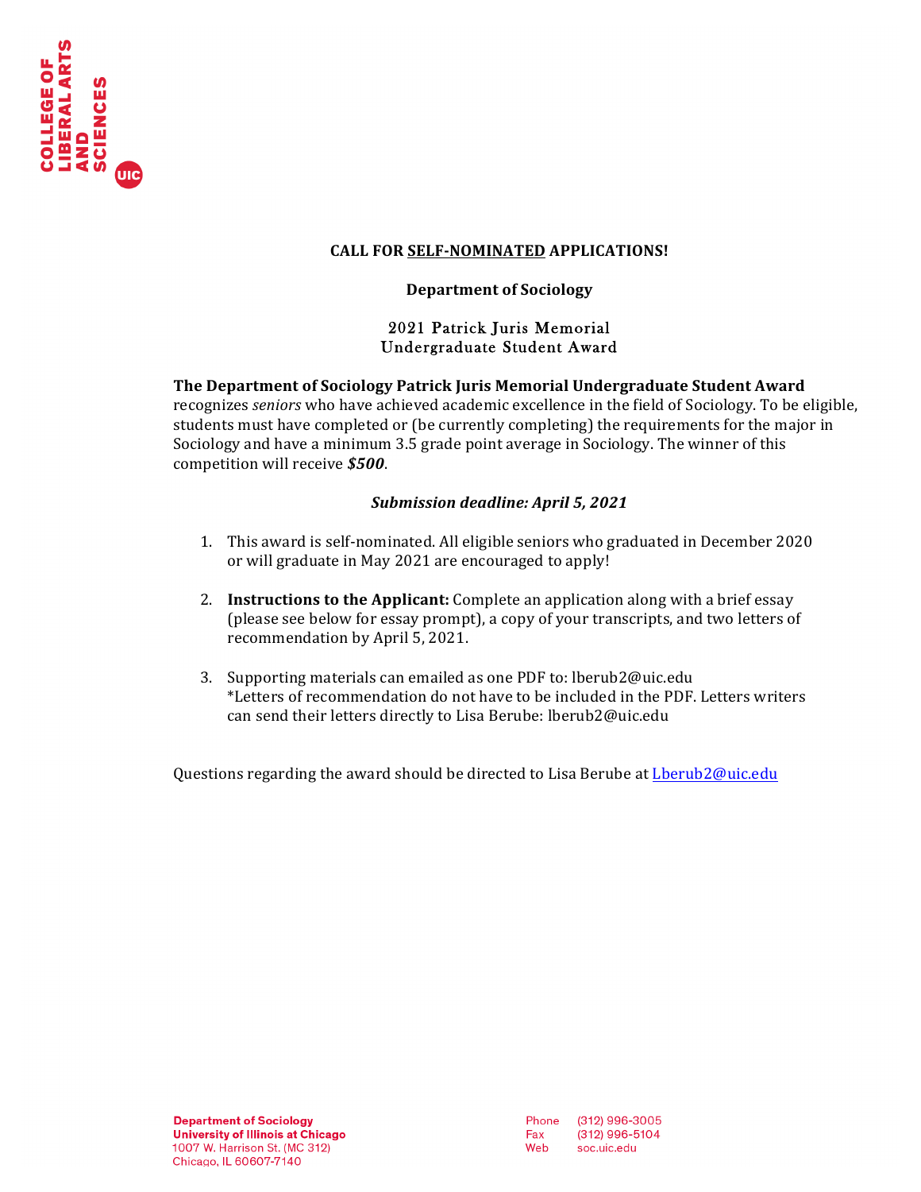COLLEGE OF LIBERAL ARTS AND SCIENCES UIC

**CALL FOR SELF-NOMINATED APPLICATIONS!**

**Department of Sociology**

2021 Patrick Juris Memorial
Undergraduate Student Award

**The Department of Sociology Patrick Juris Memorial Undergraduate Student Award** recognizes *seniors* who have achieved academic excellence in the field of Sociology. To be eligible, students must have completed or (be currently completing) the requirements for the major in Sociology and have a minimum 3.5 grade point average in Sociology. The winner of this competition will receive ***$500***.

***Submission deadline: April 5, 2021***

1. This award is self-nominated. All eligible seniors who graduated in December 2020 or will graduate in May 2021 are encouraged to apply!

2. **Instructions to the Applicant:** Complete an application along with a brief essay (please see below for essay prompt), a copy of your transcripts, and two letters of recommendation by April 5, 2021.

3. Supporting materials can emailed as one PDF to: lberub2@uic.edu
   *Letters of recommendation do not have to be included in the PDF. Letters writers can send their letters directly to Lisa Berube: lberub2@uic.edu

Questions regarding the award should be directed to Lisa Berube at Lberub2@uic.edu

**Department of Sociology**
**University of Illinois at Chicago**
1007 W. Harrison St. (MC 312)
Chicago, IL 60607-7140

Phone (312) 996-3005
Fax (312) 996-5104
Web soc.uic.edu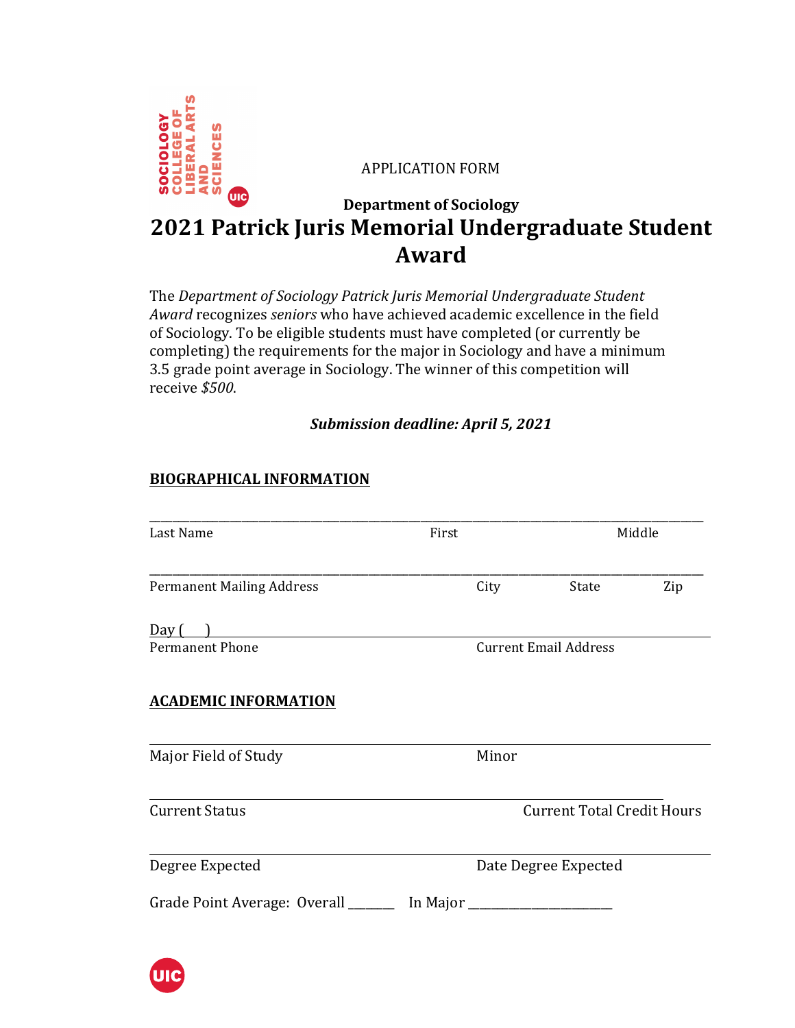APPLICATION FORM

**Department of Sociology**

# 2021 Patrick Juris Memorial Undergraduate Student Award

The *Department of Sociology Patrick Juris Memorial Undergraduate Student Award* recognizes *seniors* who have achieved academic excellence in the field of Sociology. To be eligible students must have completed (or currently be completing) the requirements for the major in Sociology and have a minimum 3.5 grade point average in Sociology. The winner of this competition will receive *$500*.

***Submission deadline: April 5, 2021***

## BIOGRAPHICAL INFORMATION

_______________________________________________________________________________

Last Name First Middle

_______________________________________________________________________________

Permanent Mailing Address City State Zip

Day ( )

Permanent Phone Current Email Address

## ACADEMIC INFORMATION

_______________________________________________________________________________

Major Field of Study Minor

_______________________________________________________________________________

Current Status Current Total Credit Hours

_______________________________________________________________________________

Degree Expected Date Degree Expected

Grade Point Average: Overall _______ In Major ______________________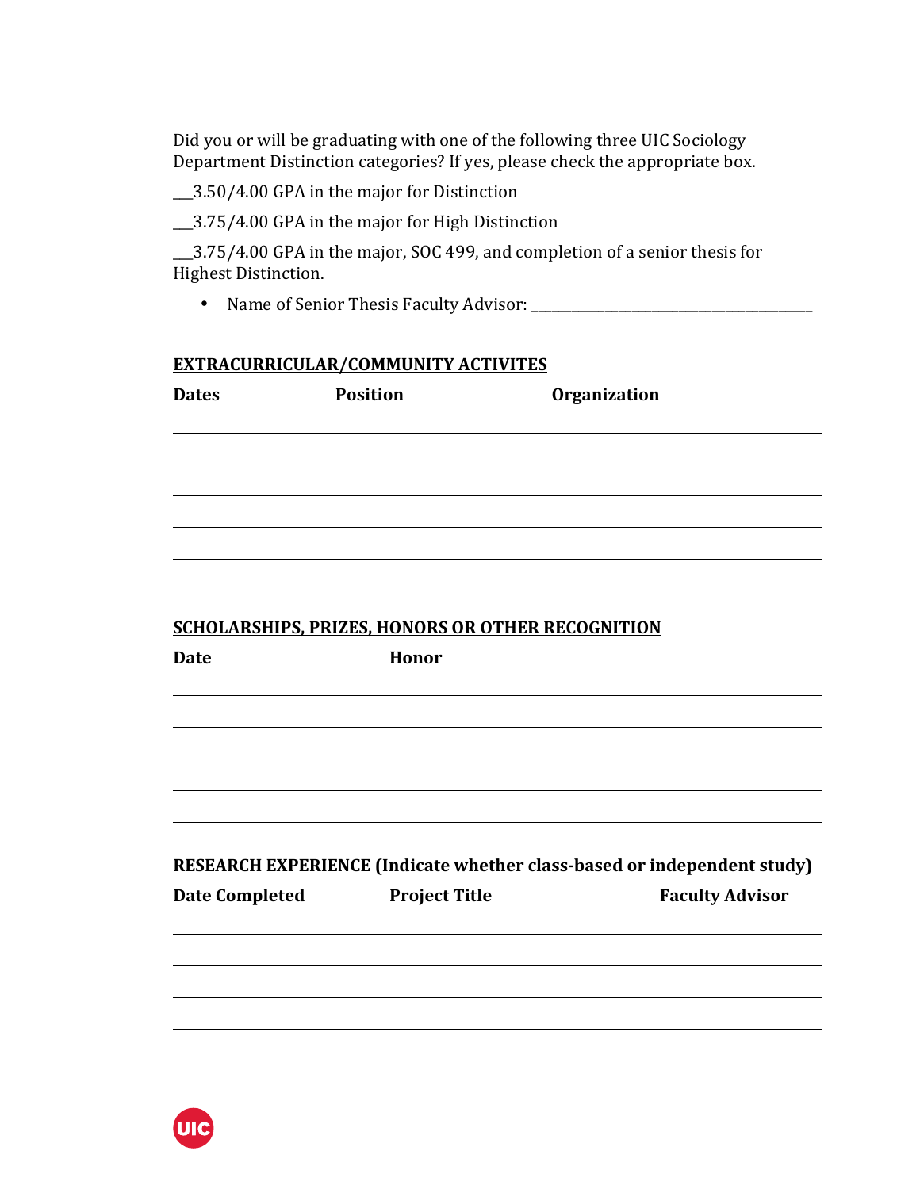Did you or will be graduating with one of the following three UIC Sociology Department Distinction categories? If yes, please check the appropriate box.

___3.50/4.00 GPA in the major for Distinction

___3.75/4.00 GPA in the major for High Distinction

___3.75/4.00 GPA in the major, SOC 499, and completion of a senior thesis for Highest Distinction.

- Name of Senior Thesis Faculty Advisor: ________________________________________

**EXTRACURRICULAR/COMMUNITY ACTIVITES**

| Dates | Position | Organization |
|---|---|---|
| | | |
| | | |
| | | |
| | | |
| | | |

**SCHOLARSHIPS, PRIZES, HONORS OR OTHER RECOGNITION**

| Date | Honor |
|---|---|
| | |
| | |
| | |
| | |
| | |

**RESEARCH EXPERIENCE (Indicate whether class-based or independent study)**

| Date Completed | Project Title | Faculty Advisor |
|---|---|---|
| | | |
| | | |
| | | |
| | | |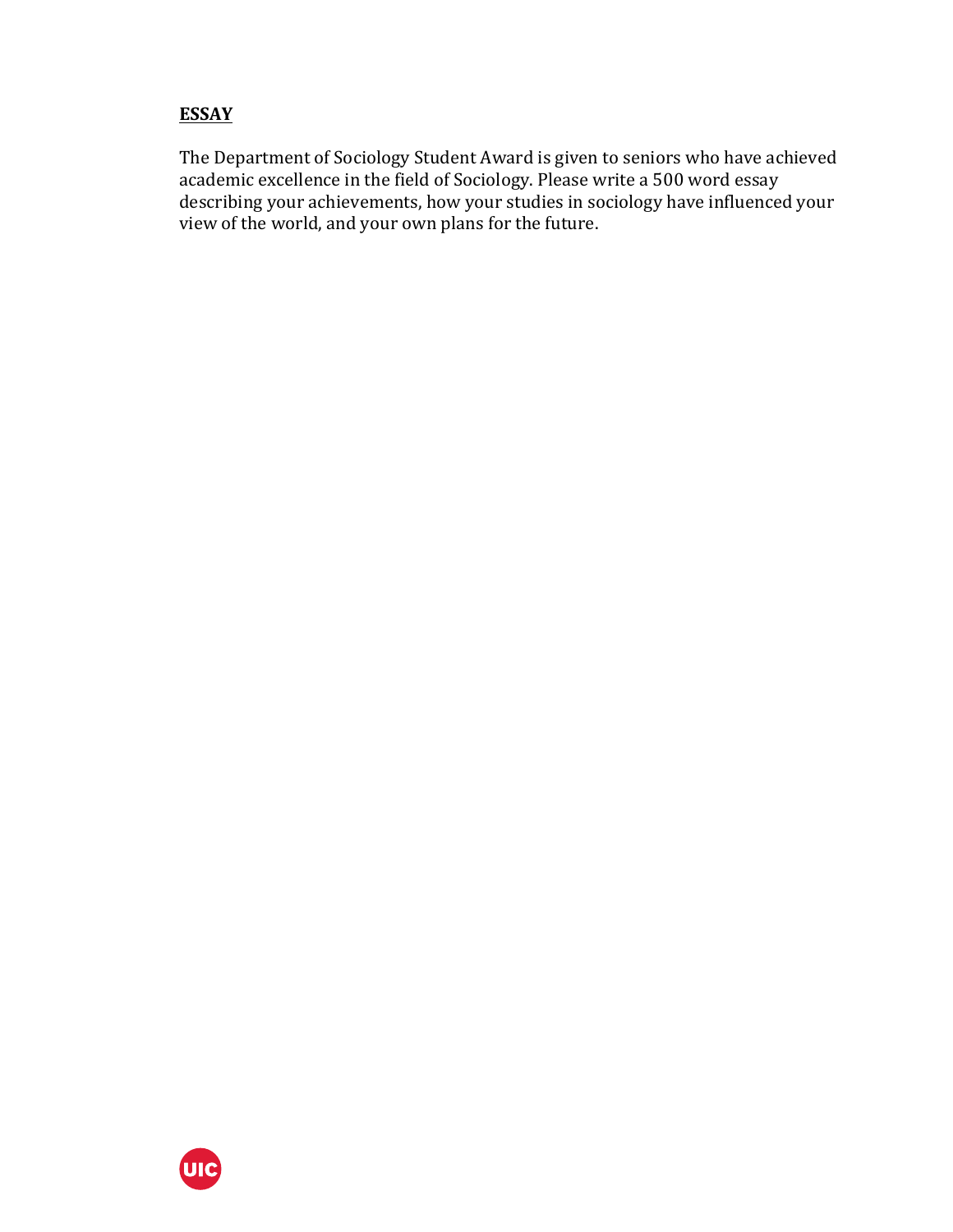**ESSAY**

The Department of Sociology Student Award is given to seniors who have achieved academic excellence in the field of Sociology. Please write a 500 word essay describing your achievements, how your studies in sociology have influenced your view of the world, and your own plans for the future.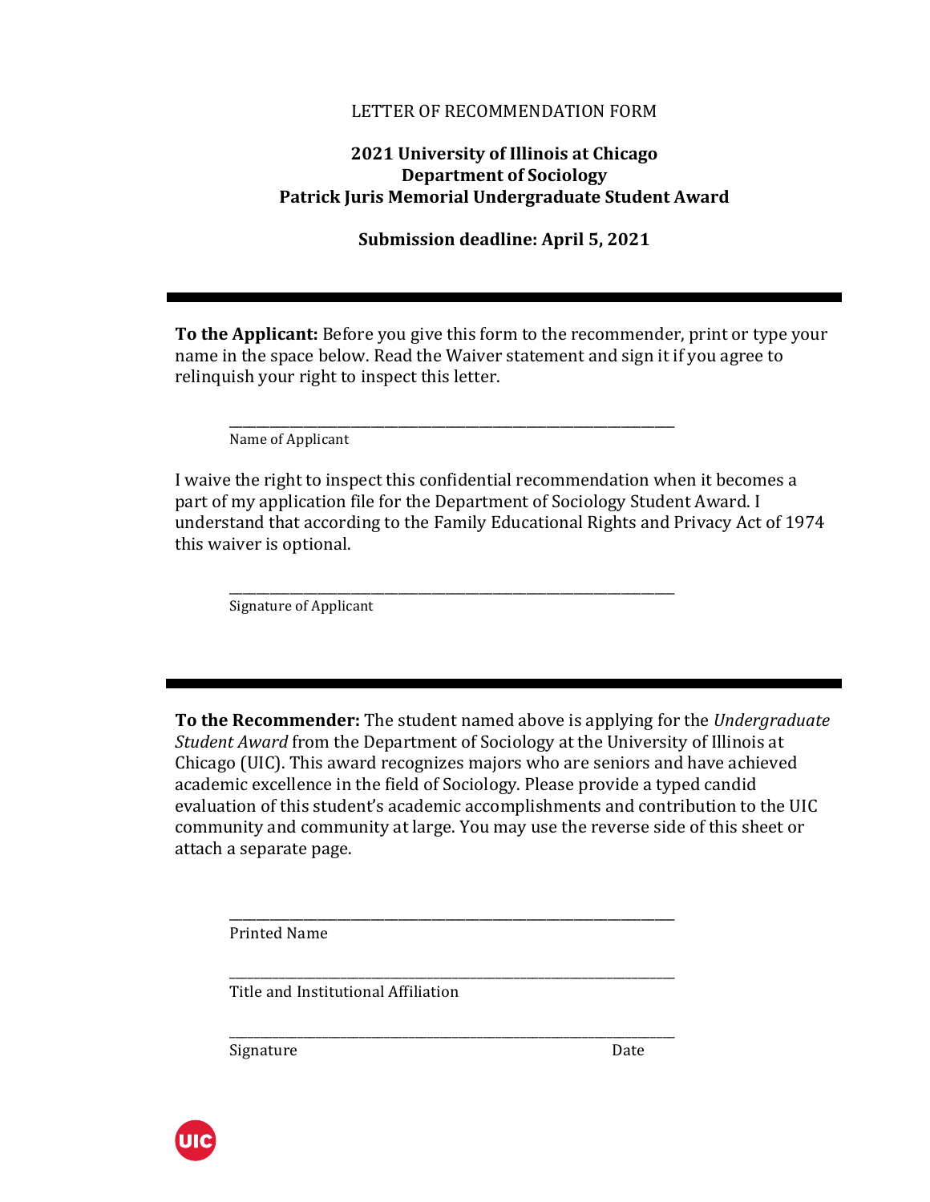LETTER OF RECOMMENDATION FORM

**2021 University of Illinois at Chicago**
**Department of Sociology**
**Patrick Juris Memorial Undergraduate Student Award**

**Submission deadline: April 5, 2021**

---

**To the Applicant:** Before you give this form to the recommender, print or type your name in the space below. Read the Waiver statement and sign it if you agree to relinquish your right to inspect this letter.

\_\_\_\_\_\_\_\_\_\_\_\_\_\_\_\_\_\_\_\_\_\_\_\_\_\_\_\_\_\_\_\_\_\_\_\_\_\_\_\_\_\_\_\_\_\_\_\_\_\_\_\_
Name of Applicant

I waive the right to inspect this confidential recommendation when it becomes a part of my application file for the Department of Sociology Student Award. I understand that according to the Family Educational Rights and Privacy Act of 1974 this waiver is optional.

\_\_\_\_\_\_\_\_\_\_\_\_\_\_\_\_\_\_\_\_\_\_\_\_\_\_\_\_\_\_\_\_\_\_\_\_\_\_\_\_\_\_\_\_\_\_\_\_\_\_\_\_
Signature of Applicant

---

**To the Recommender:** The student named above is applying for the *Undergraduate Student Award* from the Department of Sociology at the University of Illinois at Chicago (UIC). This award recognizes majors who are seniors and have achieved academic excellence in the field of Sociology. Please provide a typed candid evaluation of this student's academic accomplishments and contribution to the UIC community and community at large. You may use the reverse side of this sheet or attach a separate page.

\_\_\_\_\_\_\_\_\_\_\_\_\_\_\_\_\_\_\_\_\_\_\_\_\_\_\_\_\_\_\_\_\_\_\_\_\_\_\_\_\_\_\_\_\_\_\_\_\_\_\_\_
Printed Name

\_\_\_\_\_\_\_\_\_\_\_\_\_\_\_\_\_\_\_\_\_\_\_\_\_\_\_\_\_\_\_\_\_\_\_\_\_\_\_\_\_\_\_\_\_\_\_\_\_\_\_\_
Title and Institutional Affiliation

\_\_\_\_\_\_\_\_\_\_\_\_\_\_\_\_\_\_\_\_\_\_\_\_\_\_\_\_\_\_\_\_\_\_\_\_\_\_\_\_\_\_\_\_\_\_\_\_\_\_\_\_
Signature Date